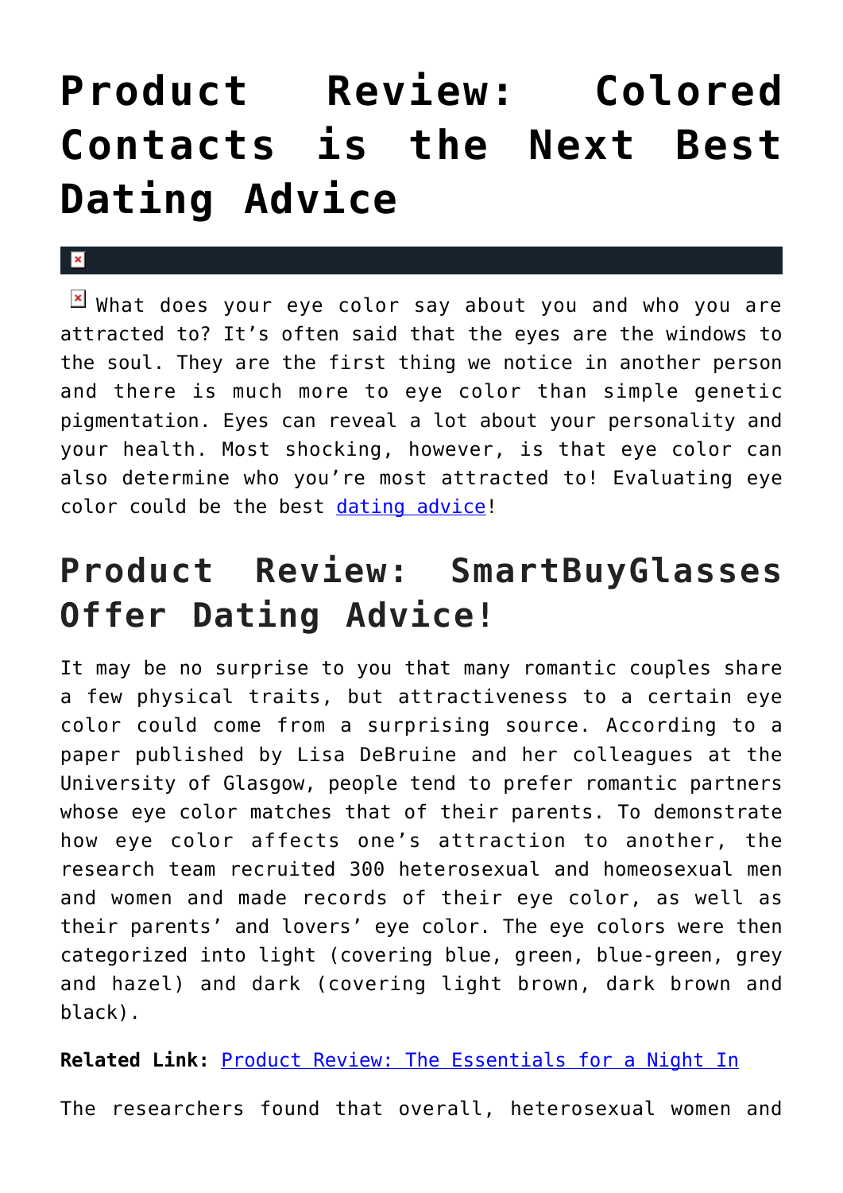# Product Review: Colored Contacts is the Next Best Dating Advice

What does your eye color say about you and who you are attracted to? It's often said that the eyes are the windows to the soul. They are the first thing we notice in another person and there is much more to eye color than simple genetic pigmentation. Eyes can reveal a lot about your personality and your health. Most shocking, however, is that eye color can also determine who you're most attracted to! Evaluating eye color could be the best dating advice!

## Product Review: SmartBuyGlasses Offer Dating Advice!

It may be no surprise to you that many romantic couples share a few physical traits, but attractiveness to a certain eye color could come from a surprising source. According to a paper published by Lisa DeBruine and her colleagues at the University of Glasgow, people tend to prefer romantic partners whose eye color matches that of their parents. To demonstrate how eye color affects one's attraction to another, the research team recruited 300 heterosexual and homeosexual men and women and made records of their eye color, as well as their parents' and lovers' eye color. The eye colors were then categorized into light (covering blue, green, blue-green, grey and hazel) and dark (covering light brown, dark brown and black).

**Related Link:** Product Review: The Essentials for a Night In

The researchers found that overall, heterosexual women and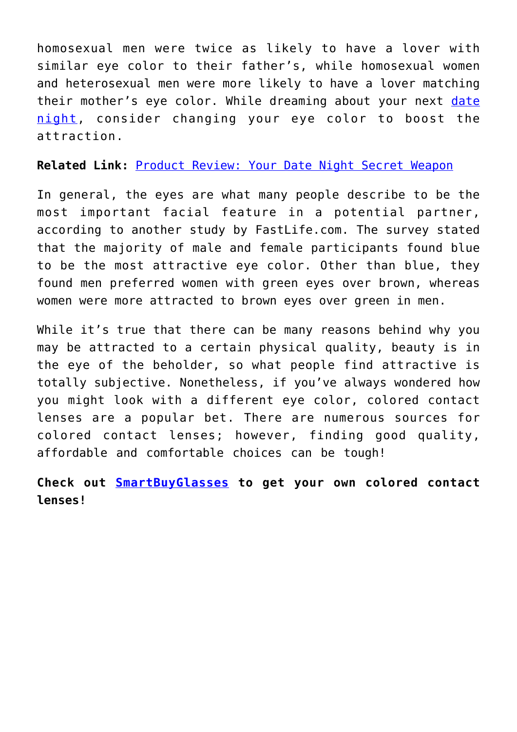homosexual men were twice as likely to have a lover with similar eye color to their father's, while homosexual women and heterosexual men were more likely to have a lover matching their mother's eye color. While dreaming about your next [date night](), consider changing your eye color to boost the attraction.

**Related Link:** [Product Review: Your Date Night Secret Weapon]()

In general, the eyes are what many people describe to be the most important facial feature in a potential partner, according to another study by FastLife.com. The survey stated that the majority of male and female participants found blue to be the most attractive eye color. Other than blue, they found men preferred women with green eyes over brown, whereas women were more attracted to brown eyes over green in men.

While it's true that there can be many reasons behind why you may be attracted to a certain physical quality, beauty is in the eye of the beholder, so what people find attractive is totally subjective. Nonetheless, if you've always wondered how you might look with a different eye color, colored contact lenses are a popular bet. There are numerous sources for colored contact lenses; however, finding good quality, affordable and comfortable choices can be tough!

**Check out [SmartBuyGlasses]() to get your own colored contact lenses!**